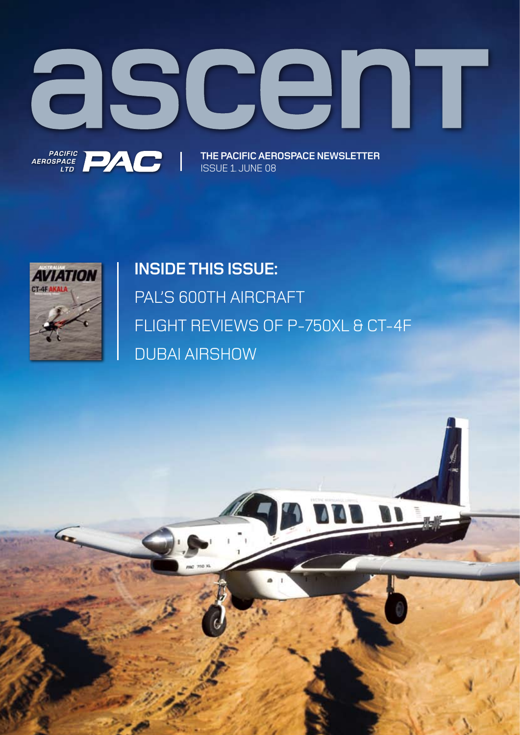# ascent

PACIFIC AEROSPACE LTD PAC | **THE PACIFIC AEROSPACE NEWSLETTER**
ISSUE 1. JUNE 08

## INSIDE THIS ISSUE:

PAL'S 600TH AIRCRAFT

FLIGHT REVIEWS OF P-750XL & CT-4F

DUBAI AIRSHOW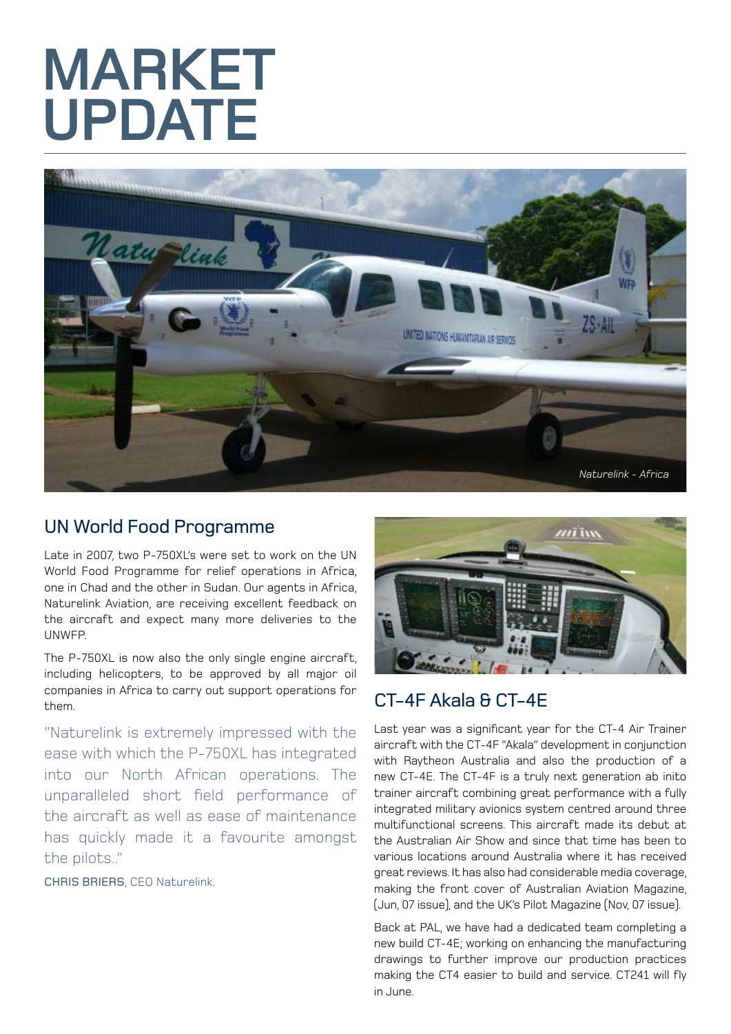# MARKET UPDATE

Naturelink - Africa

## UN World Food Programme

Late in 2007, two P-750XL's were set to work on the UN World Food Programme for relief operations in Africa, one in Chad and the other in Sudan. Our agents in Africa, Naturelink Aviation, are receiving excellent feedback on the aircraft and expect many more deliveries to the UNWFP.

The P-750XL is now also the only single engine aircraft, including helicopters, to be approved by all major oil companies in Africa to carry out support operations for them.

"Naturelink is extremely impressed with the ease with which the P-750XL has integrated into our North African operations. The unparalleled short field performance of the aircraft as well as ease of maintenance has quickly made it a favourite amongst the pilots.."

CHRIS BRIERS, CEO Naturelink.

## CT-4F Akala & CT-4E

Last year was a significant year for the CT-4 Air Trainer aircraft with the CT-4F "Akala" development in conjunction with Raytheon Australia and also the production of a new CT-4E. The CT-4F is a truly next generation ab inito trainer aircraft combining great performance with a fully integrated military avionics system centred around three multifunctional screens. This aircraft made its debut at the Australian Air Show and since that time has been to various locations around Australia where it has received great reviews. It has also had considerable media coverage, making the front cover of Australian Aviation Magazine, (Jun, 07 issue), and the UK's Pilot Magazine (Nov, 07 issue).

Back at PAL, we have had a dedicated team completing a new build CT-4E; working on enhancing the manufacturing drawings to further improve our production practices making the CT4 easier to build and service. CT241 will fly in June.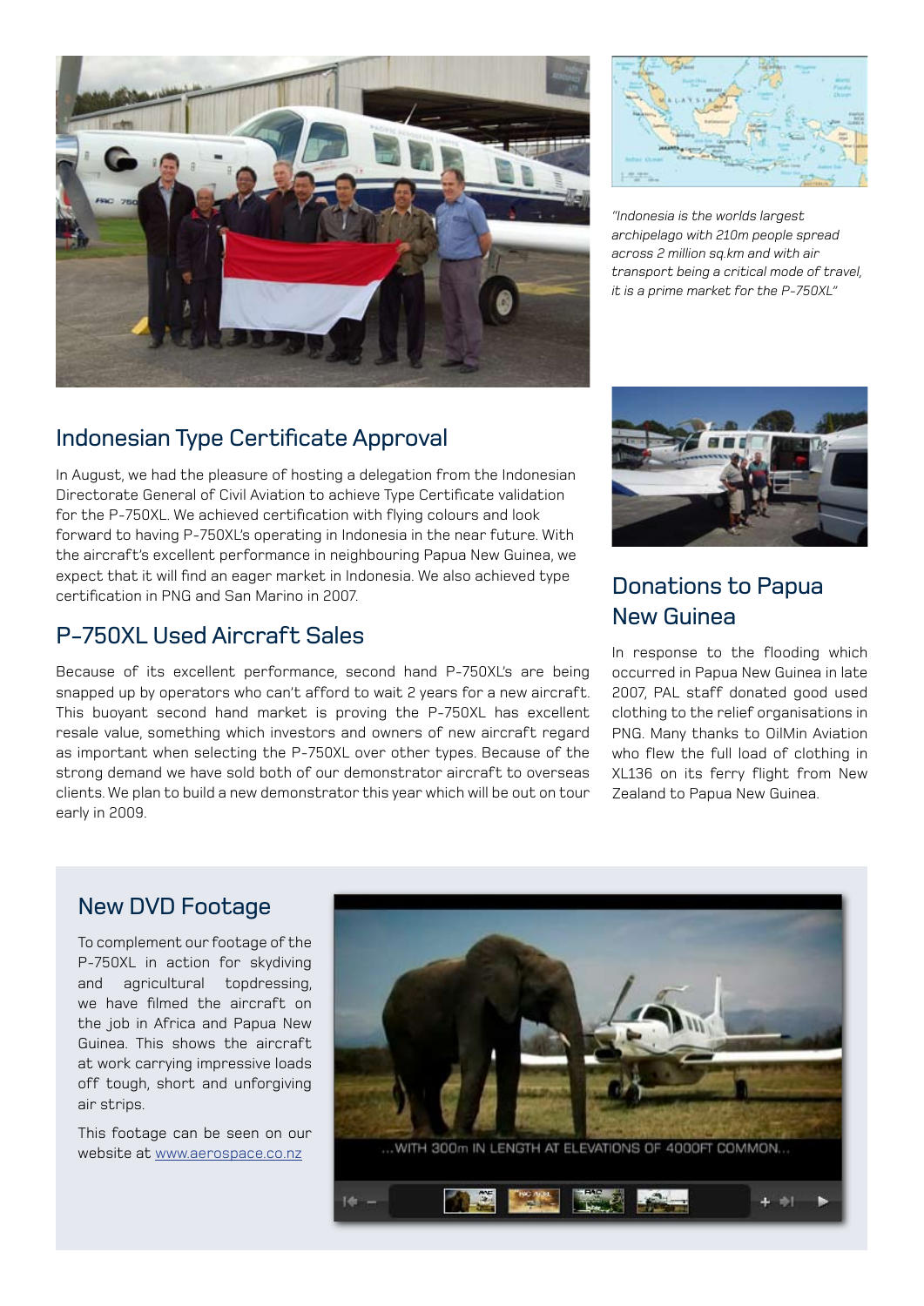*"Indonesia is the worlds largest archipelago with 210m people spread across 2 million sq.km and with air transport being a critical mode of travel, it is a prime market for the P-750XL"*

## Indonesian Type Certificate Approval

In August, we had the pleasure of hosting a delegation from the Indonesian Directorate General of Civil Aviation to achieve Type Certificate validation for the P-750XL. We achieved certification with flying colours and look forward to having P-750XL's operating in Indonesia in the near future. With the aircraft's excellent performance in neighbouring Papua New Guinea, we expect that it will find an eager market in Indonesia. We also achieved type certification in PNG and San Marino in 2007.

## P-750XL Used Aircraft Sales

Because of its excellent performance, second hand P-750XL's are being snapped up by operators who can't afford to wait 2 years for a new aircraft. This buoyant second hand market is proving the P-750XL has excellent resale value, something which investors and owners of new aircraft regard as important when selecting the P-750XL over other types. Because of the strong demand we have sold both of our demonstrator aircraft to overseas clients. We plan to build a new demonstrator this year which will be out on tour early in 2009.

## Donations to Papua New Guinea

In response to the flooding which occurred in Papua New Guinea in late 2007, PAL staff donated good used clothing to the relief organisations in PNG. Many thanks to OilMin Aviation who flew the full load of clothing in XL136 on its ferry flight from New Zealand to Papua New Guinea.

## New DVD Footage

To complement our footage of the P-750XL in action for skydiving and agricultural topdressing, we have filmed the aircraft on the job in Africa and Papua New Guinea. This shows the aircraft at work carrying impressive loads off tough, short and unforgiving air strips.

This footage can be seen on our website at www.aerospace.co.nz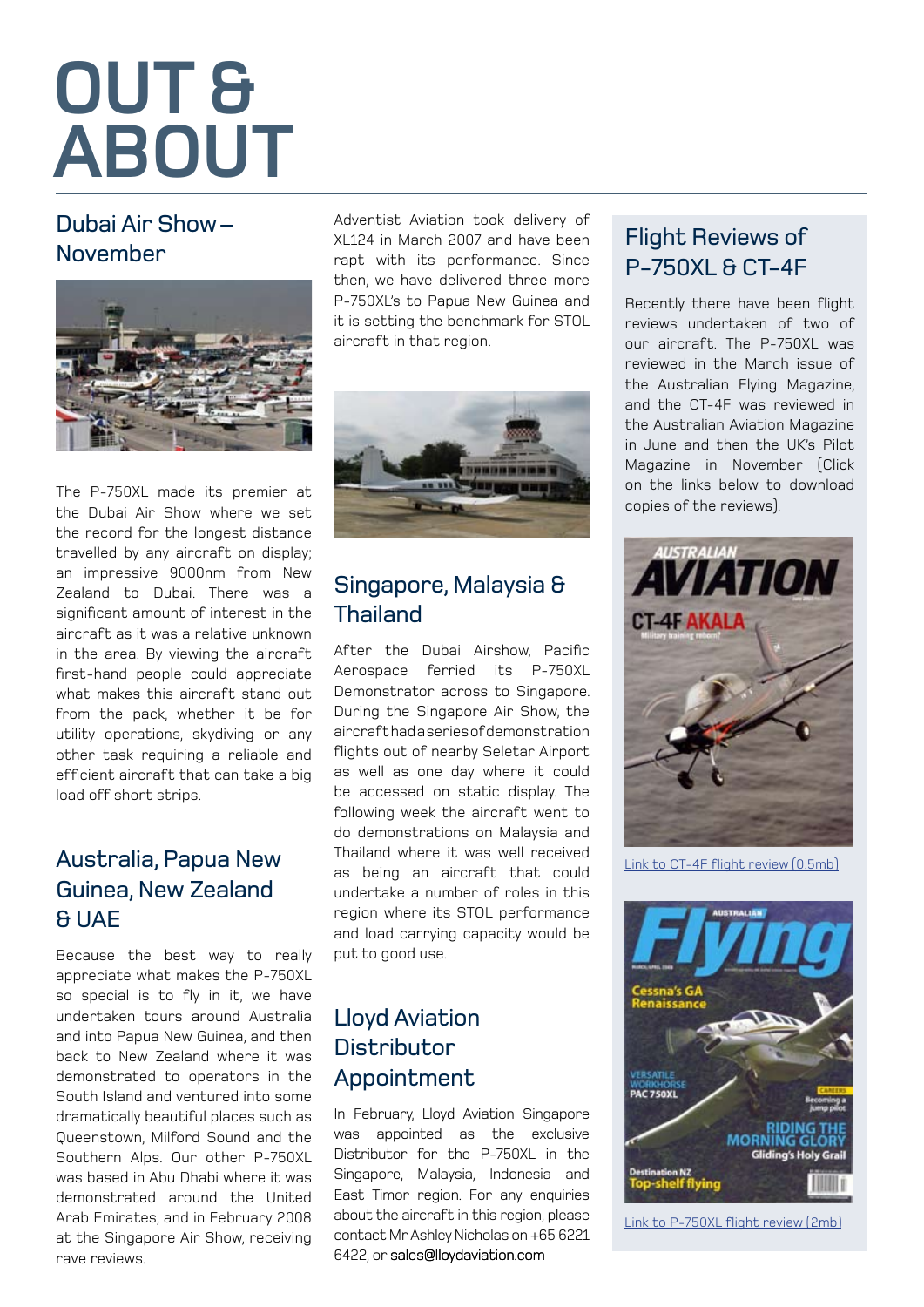# OUT & ABOUT

## Dubai Air Show – November

The P-750XL made its premier at the Dubai Air Show where we set the record for the longest distance travelled by any aircraft on display; an impressive 9000nm from New Zealand to Dubai. There was a significant amount of interest in the aircraft as it was a relative unknown in the area. By viewing the aircraft first-hand people could appreciate what makes this aircraft stand out from the pack, whether it be for utility operations, skydiving or any other task requiring a reliable and efficient aircraft that can take a big load off short strips.

## Australia, Papua New Guinea, New Zealand & UAE

Because the best way to really appreciate what makes the P-750XL so special is to fly in it, we have undertaken tours around Australia and into Papua New Guinea, and then back to New Zealand where it was demonstrated to operators in the South Island and ventured into some dramatically beautiful places such as Queenstown, Milford Sound and the Southern Alps. Our other P-750XL was based in Abu Dhabi where it was demonstrated around the United Arab Emirates, and in February 2008 at the Singapore Air Show, receiving rave reviews.

Adventist Aviation took delivery of XL124 in March 2007 and have been rapt with its performance. Since then, we have delivered three more P-750XL's to Papua New Guinea and it is setting the benchmark for STOL aircraft in that region.

## Singapore, Malaysia & Thailand

After the Dubai Airshow, Pacific Aerospace ferried its P-750XL Demonstrator across to Singapore. During the Singapore Air Show, the aircraft had a series of demonstration flights out of nearby Seletar Airport as well as one day where it could be accessed on static display. The following week the aircraft went to do demonstrations on Malaysia and Thailand where it was well received as being an aircraft that could undertake a number of roles in this region where its STOL performance and load carrying capacity would be put to good use.

## Lloyd Aviation Distributor Appointment

In February, Lloyd Aviation Singapore was appointed as the exclusive Distributor for the P-750XL in the Singapore, Malaysia, Indonesia and East Timor region. For any enquiries about the aircraft in this region, please contact Mr Ashley Nicholas on +65 6221 6422, or sales@lloydaviation.com

## Flight Reviews of P-750XL & CT-4F

Recently there have been flight reviews undertaken of two of our aircraft. The P-750XL was reviewed in the March issue of the Australian Flying Magazine, and the CT-4F was reviewed in the Australian Aviation Magazine in June and then the UK's Pilot Magazine in November (Click on the links below to download copies of the reviews).

Link to CT-4F flight review (0.5mb)

Link to P-750XL flight review (2mb)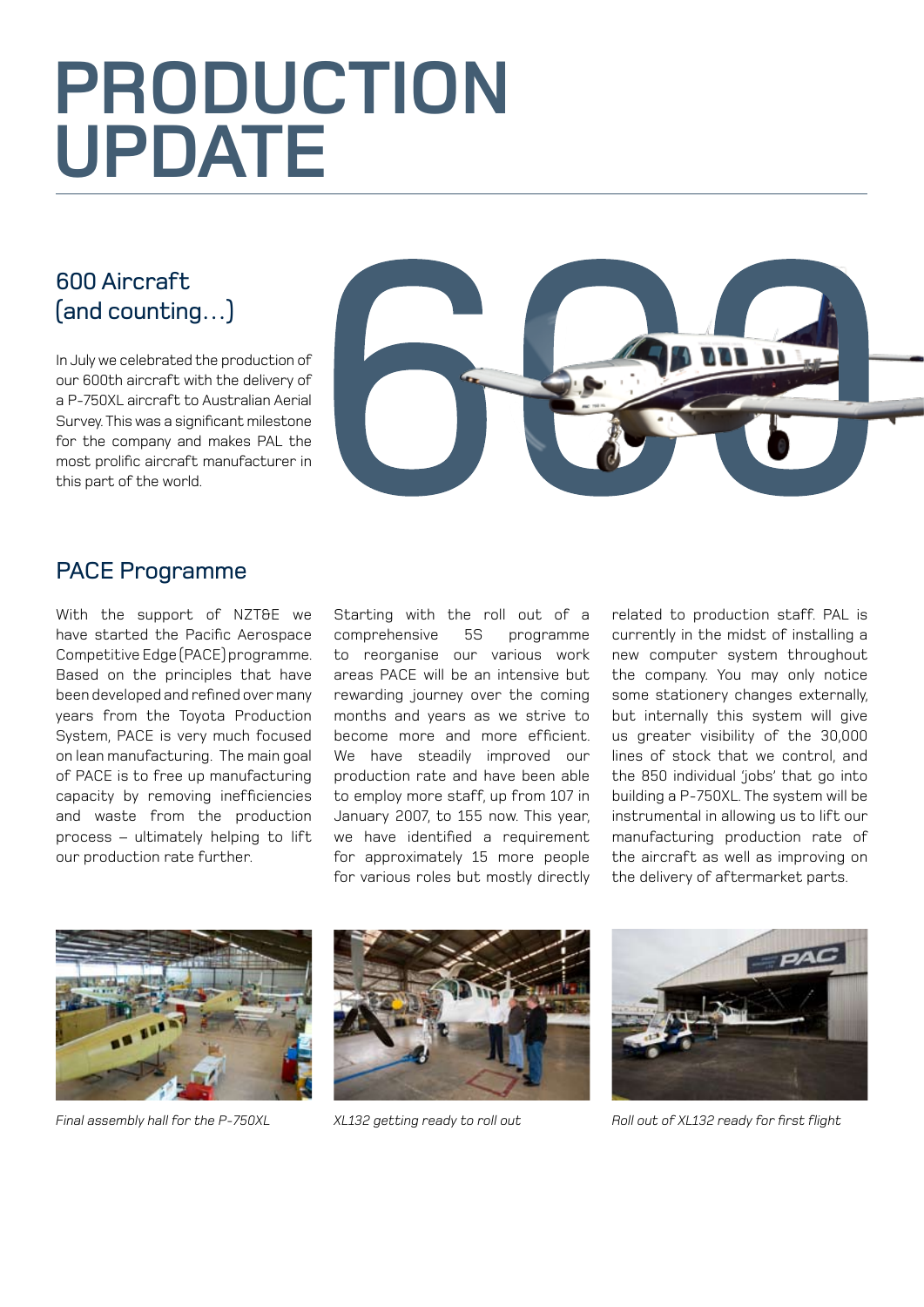# PRODUCTION UPDATE

## 600 Aircraft (and counting…)

In July we celebrated the production of our 600th aircraft with the delivery of a P-750XL aircraft to Australian Aerial Survey. This was a significant milestone for the company and makes PAL the most prolific aircraft manufacturer in this part of the world.

## PACE Programme

With the support of NZT&E we have started the Pacific Aerospace Competitive Edge (PACE) programme. Based on the principles that have been developed and refined over many years from the Toyota Production System, PACE is very much focused on lean manufacturing. The main goal of PACE is to free up manufacturing capacity by removing inefficiencies and waste from the production process – ultimately helping to lift our production rate further.

Starting with the roll out of a comprehensive 5S programme to reorganise our various work areas PACE will be an intensive but rewarding journey over the coming months and years as we strive to become more and more efficient. We have steadily improved our production rate and have been able to employ more staff, up from 107 in January 2007, to 155 now. This year, we have identified a requirement for approximately 15 more people for various roles but mostly directly related to production staff. PAL is currently in the midst of installing a new computer system throughout the company. You may only notice some stationery changes externally, but internally this system will give us greater visibility of the 30,000 lines of stock that we control, and the 850 individual 'jobs' that go into building a P-750XL. The system will be instrumental in allowing us to lift our manufacturing production rate of the aircraft as well as improving on the delivery of aftermarket parts.

*Final assembly hall for the P-750XL*

*XL132 getting ready to roll out*

*Roll out of XL132 ready for first flight*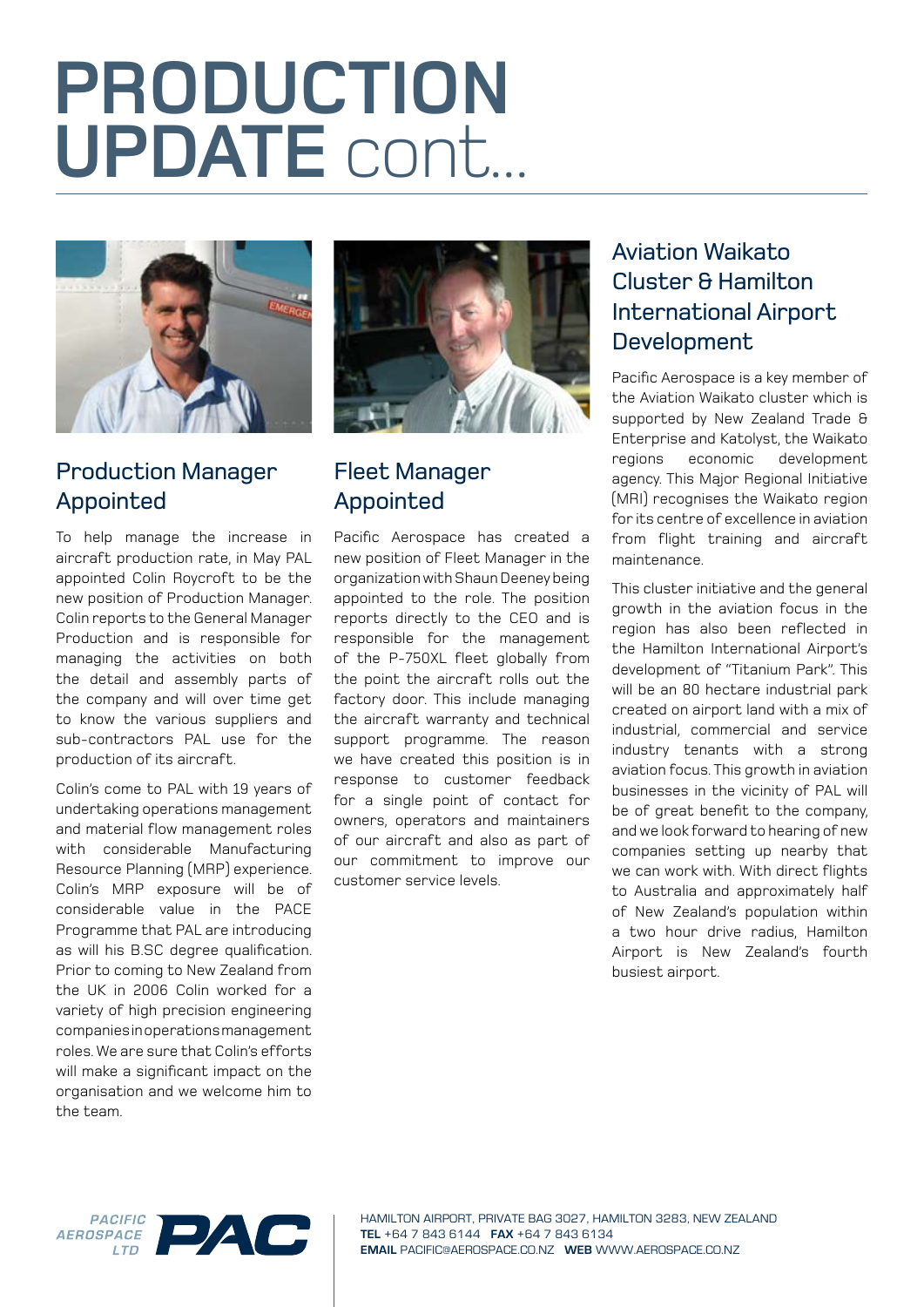# PRODUCTION UPDATE cont...

## Production Manager Appointed

To help manage the increase in aircraft production rate, in May PAL appointed Colin Roycroft to be the new position of Production Manager. Colin reports to the General Manager Production and is responsible for managing the activities on both the detail and assembly parts of the company and will over time get to know the various suppliers and sub-contractors PAL use for the production of its aircraft.

Colin's come to PAL with 19 years of undertaking operations management and material flow management roles with considerable Manufacturing Resource Planning (MRP) experience. Colin's MRP exposure will be of considerable value in the PACE Programme that PAL are introducing as will his B.SC degree qualification. Prior to coming to New Zealand from the UK in 2006 Colin worked for a variety of high precision engineering companies in operations management roles. We are sure that Colin's efforts will make a significant impact on the organisation and we welcome him to the team.

## Fleet Manager Appointed

Pacific Aerospace has created a new position of Fleet Manager in the organization with Shaun Deeney being appointed to the role. The position reports directly to the CEO and is responsible for the management of the P-750XL fleet globally from the point the aircraft rolls out the factory door. This include managing the aircraft warranty and technical support programme. The reason we have created this position is in response to customer feedback for a single point of contact for owners, operators and maintainers of our aircraft and also as part of our commitment to improve our customer service levels.

## Aviation Waikato Cluster & Hamilton International Airport Development

Pacific Aerospace is a key member of the Aviation Waikato cluster which is supported by New Zealand Trade & Enterprise and Katolyst, the Waikato regions economic development agency. This Major Regional Initiative (MRI) recognises the Waikato region for its centre of excellence in aviation from flight training and aircraft maintenance.

This cluster initiative and the general growth in the aviation focus in the region has also been reflected in the Hamilton International Airport's development of "Titanium Park". This will be an 80 hectare industrial park created on airport land with a mix of industrial, commercial and service industry tenants with a strong aviation focus. This growth in aviation businesses in the vicinity of PAL will be of great benefit to the company, and we look forward to hearing of new companies setting up nearby that we can work with. With direct flights to Australia and approximately half of New Zealand's population within a two hour drive radius, Hamilton Airport is New Zealand's fourth busiest airport.

PACIFIC AEROSPACE LTD PAC

HAMILTON AIRPORT, PRIVATE BAG 3027, HAMILTON 3283, NEW ZEALAND
**TEL** +64 7 843 6144 **FAX** +64 7 843 6134
**EMAIL** PACIFIC@AEROSPACE.CO.NZ **WEB** WWW.AEROSPACE.CO.NZ